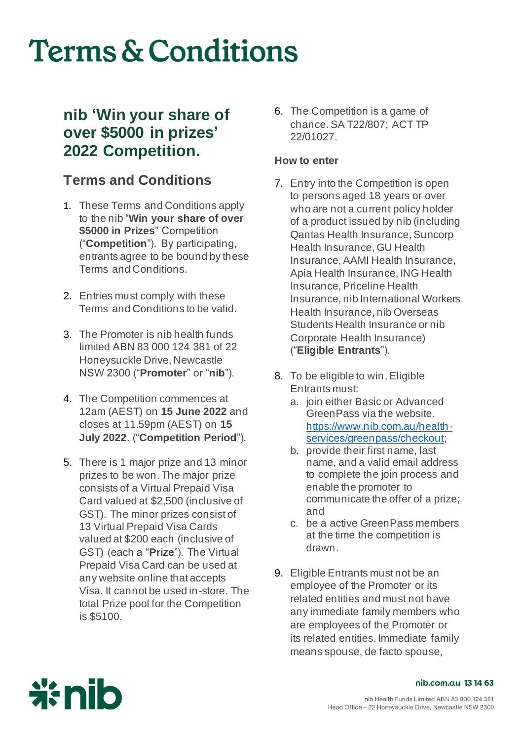# Terms & Conditions

## nib 'Win your share of over $5000 in prizes' 2022 Competition.

### Terms and Conditions

1. These Terms and Conditions apply to the nib "**Win your share of over $5000 in Prizes**" Competition ("**Competition**"). By participating, entrants agree to be bound by these Terms and Conditions.
2. Entries must comply with these Terms and Conditions to be valid.
3. The Promoter is nib health funds limited ABN 83 000 124 381 of 22 Honeysuckle Drive, Newcastle NSW 2300 ("**Promoter**" or "**nib**").
4. The Competition commences at 12am (AEST) on **15 June 2022** and closes at 11.59pm (AEST) on **15 July 2022**. ("**Competition Period**").
5. There is 1 major prize and 13 minor prizes to be won. The major prize consists of a Virtual Prepaid Visa Card valued at $2,500 (inclusive of GST). The minor prizes consist of 13 Virtual Prepaid Visa Cards valued at $200 each (inclusive of GST) (each a "**Prize**"). The Virtual Prepaid Visa Card can be used at any website online that accepts Visa. It cannot be used in-store. The total Prize pool for the Competition is $5100.
6. The Competition is a game of chance. SA T22/807; ACT TP 22/01027.

#### How to enter

7. Entry into the Competition is open to persons aged 18 years or over who are not a current policy holder of a product issued by nib (including Qantas Health Insurance, Suncorp Health Insurance, GU Health Insurance, AAMI Health Insurance, Apia Health Insurance, ING Health Insurance, Priceline Health Insurance, nib International Workers Health Insurance, nib Overseas Students Health Insurance or nib Corporate Health Insurance) ("**Eligible Entrants**").
8. To be eligible to win, Eligible Entrants must:
   a. join either Basic or Advanced GreenPass via the website. https://www.nib.com.au/health-services/greenpass/checkout;
   b. provide their first name, last name, and a valid email address to complete the join process and enable the promoter to communicate the offer of a prize; and
   c. be a active GreenPass members at the time the competition is drawn.
9. Eligible Entrants must not be an employee of the Promoter or its related entities and must not have any immediate family members who are employees of the Promoter or its related entities. Immediate family means spouse, de facto spouse,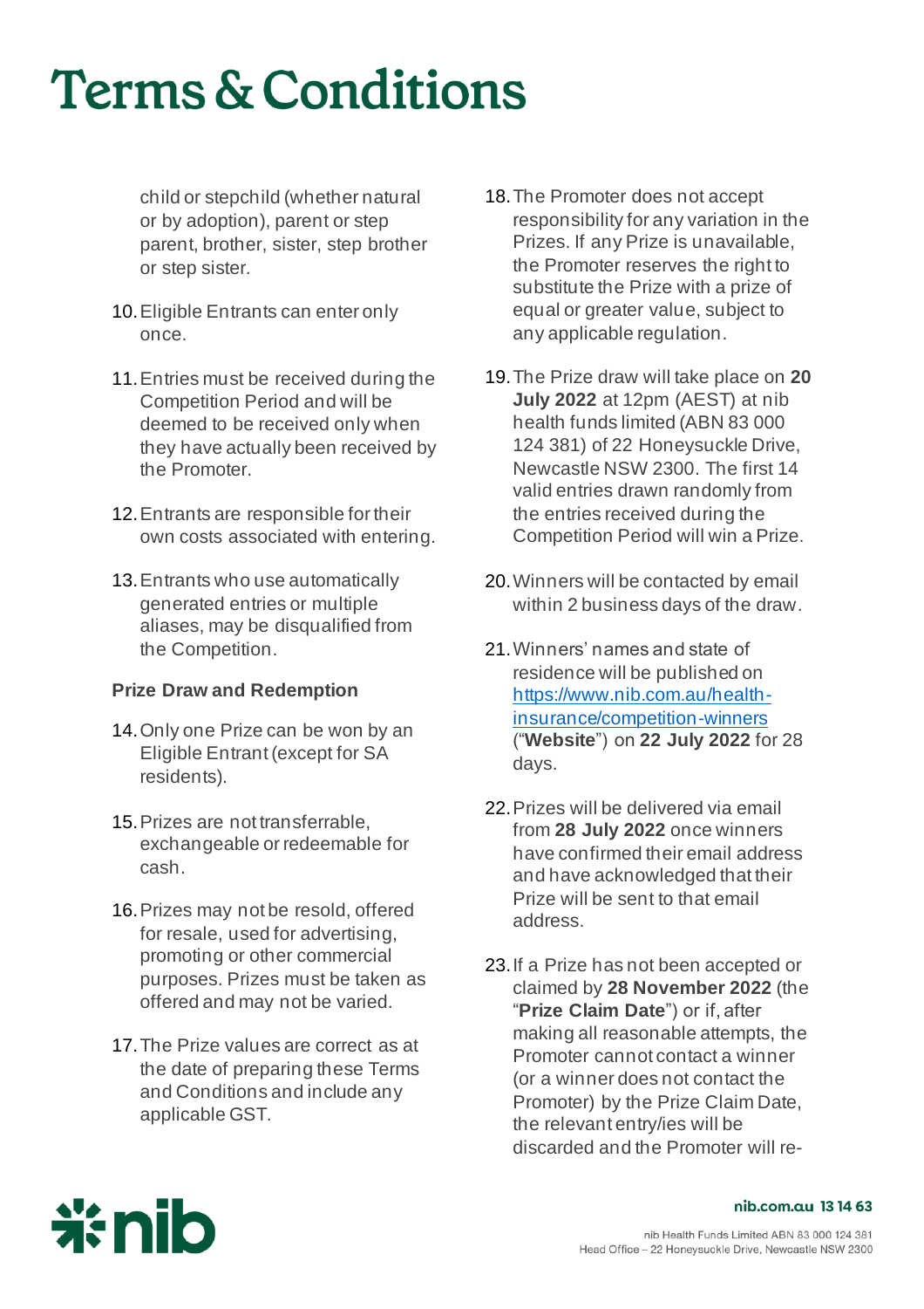# Terms & Conditions

child or stepchild (whether natural or by adoption), parent or step parent, brother, sister, step brother or step sister.

10. Eligible Entrants can enter only once.

11. Entries must be received during the Competition Period and will be deemed to be received only when they have actually been received by the Promoter.

12. Entrants are responsible for their own costs associated with entering.

13. Entrants who use automatically generated entries or multiple aliases, may be disqualified from the Competition.

**Prize Draw and Redemption**

14. Only one Prize can be won by an Eligible Entrant (except for SA residents).

15. Prizes are not transferrable, exchangeable or redeemable for cash.

16. Prizes may not be resold, offered for resale, used for advertising, promoting or other commercial purposes. Prizes must be taken as offered and may not be varied.

17. The Prize values are correct as at the date of preparing these Terms and Conditions and include any applicable GST.

18. The Promoter does not accept responsibility for any variation in the Prizes. If any Prize is unavailable, the Promoter reserves the right to substitute the Prize with a prize of equal or greater value, subject to any applicable regulation.

19. The Prize draw will take place on **20 July 2022** at 12pm (AEST) at nib health funds limited (ABN 83 000 124 381) of 22 Honeysuckle Drive, Newcastle NSW 2300. The first 14 valid entries drawn randomly from the entries received during the Competition Period will win a Prize.

20. Winners will be contacted by email within 2 business days of the draw.

21. Winners' names and state of residence will be published on [https://www.nib.com.au/health-insurance/competition-winners](https://www.nib.com.au/health-insurance/competition-winners) ("**Website**") on **22 July 2022** for 28 days.

22. Prizes will be delivered via email from **28 July 2022** once winners have confirmed their email address and have acknowledged that their Prize will be sent to that email address.

23. If a Prize has not been accepted or claimed by **28 November 2022** (the "**Prize Claim Date**") or if, after making all reasonable attempts, the Promoter cannot contact a winner (or a winner does not contact the Promoter) by the Prize Claim Date, the relevant entry/ies will be discarded and the Promoter will re-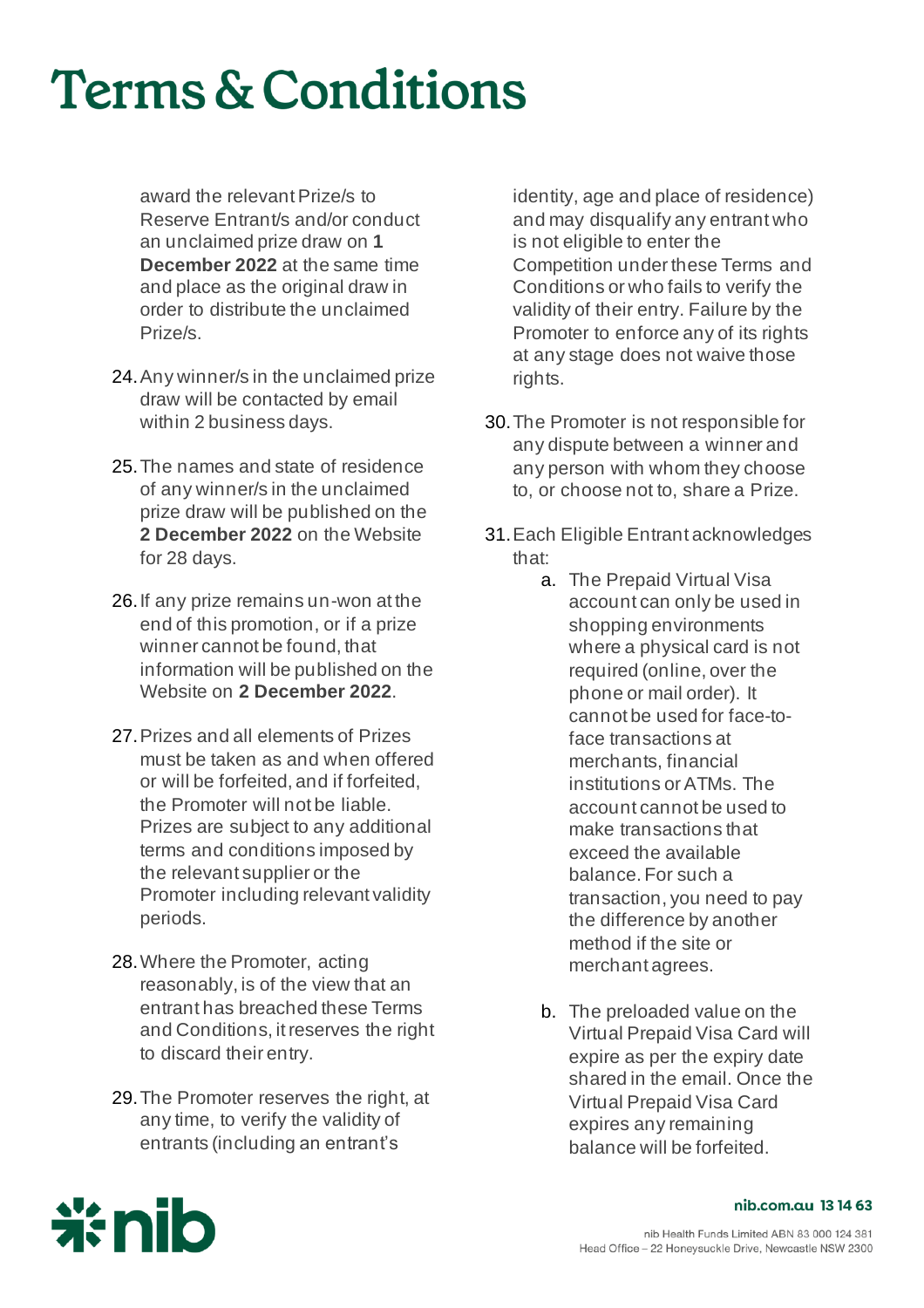# Terms & Conditions

award the relevant Prize/s to Reserve Entrant/s and/or conduct an unclaimed prize draw on **1 December 2022** at the same time and place as the original draw in order to distribute the unclaimed Prize/s.

24. Any winner/s in the unclaimed prize draw will be contacted by email within 2 business days.

25. The names and state of residence of any winner/s in the unclaimed prize draw will be published on the **2 December 2022** on the Website for 28 days.

26. If any prize remains un-won at the end of this promotion, or if a prize winner cannot be found, that information will be published on the Website on **2 December 2022**.

27. Prizes and all elements of Prizes must be taken as and when offered or will be forfeited, and if forfeited, the Promoter will not be liable. Prizes are subject to any additional terms and conditions imposed by the relevant supplier or the Promoter including relevant validity periods.

28. Where the Promoter, acting reasonably, is of the view that an entrant has breached these Terms and Conditions, it reserves the right to discard their entry.

29. The Promoter reserves the right, at any time, to verify the validity of entrants (including an entrant's identity, age and place of residence) and may disqualify any entrant who is not eligible to enter the Competition under these Terms and Conditions or who fails to verify the validity of their entry. Failure by the Promoter to enforce any of its rights at any stage does not waive those rights.

30. The Promoter is not responsible for any dispute between a winner and any person with whom they choose to, or choose not to, share a Prize.

31. Each Eligible Entrant acknowledges that:
    a. The Prepaid Virtual Visa account can only be used in shopping environments where a physical card is not required (online, over the phone or mail order). It cannot be used for face-to-face transactions at merchants, financial institutions or ATMs. The account cannot be used to make transactions that exceed the available balance. For such a transaction, you need to pay the difference by another method if the site or merchant agrees.

    b. The preloaded value on the Virtual Prepaid Visa Card will expire as per the expiry date shared in the email. Once the Virtual Prepaid Visa Card expires any remaining balance will be forfeited.

nib

nib.com.au 13 14 63

nib Health Funds Limited ABN 83 000 124 381
Head Office – 22 Honeysuckle Drive, Newcastle NSW 2300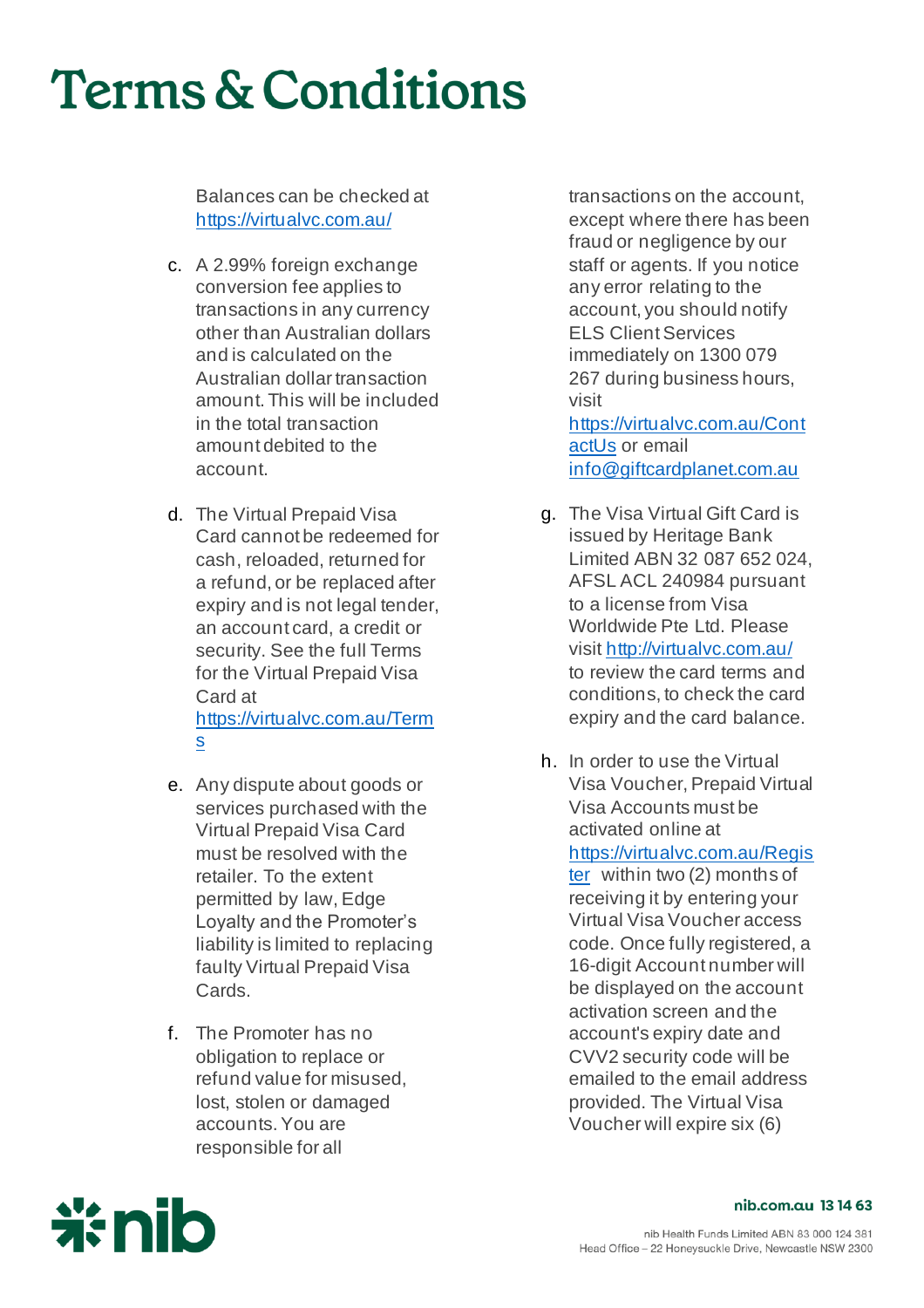# Terms & Conditions

Balances can be checked at https://virtualvc.com.au/

c. A 2.99% foreign exchange conversion fee applies to transactions in any currency other than Australian dollars and is calculated on the Australian dollar transaction amount. This will be included in the total transaction amount debited to the account.

d. The Virtual Prepaid Visa Card cannot be redeemed for cash, reloaded, returned for a refund, or be replaced after expiry and is not legal tender, an account card, a credit or security. See the full Terms for the Virtual Prepaid Visa Card at https://virtualvc.com.au/Terms

e. Any dispute about goods or services purchased with the Virtual Prepaid Visa Card must be resolved with the retailer. To the extent permitted by law, Edge Loyalty and the Promoter's liability is limited to replacing faulty Virtual Prepaid Visa Cards.

f. The Promoter has no obligation to replace or refund value for misused, lost, stolen or damaged accounts. You are responsible for all transactions on the account, except where there has been fraud or negligence by our staff or agents. If you notice any error relating to the account, you should notify ELS Client Services immediately on 1300 079 267 during business hours, visit https://virtualvc.com.au/ContactUs or email info@giftcardplanet.com.au

g. The Visa Virtual Gift Card is issued by Heritage Bank Limited ABN 32 087 652 024, AFSL ACL 240984 pursuant to a license from Visa Worldwide Pte Ltd. Please visit http://virtualvc.com.au/ to review the card terms and conditions, to check the card expiry and the card balance.

h. In order to use the Virtual Visa Voucher, Prepaid Virtual Visa Accounts must be activated online at https://virtualvc.com.au/Register within two (2) months of receiving it by entering your Virtual Visa Voucher access code. Once fully registered, a 16-digit Account number will be displayed on the account activation screen and the account's expiry date and CVV2 security code will be emailed to the email address provided. The Virtual Visa Voucher will expire six (6)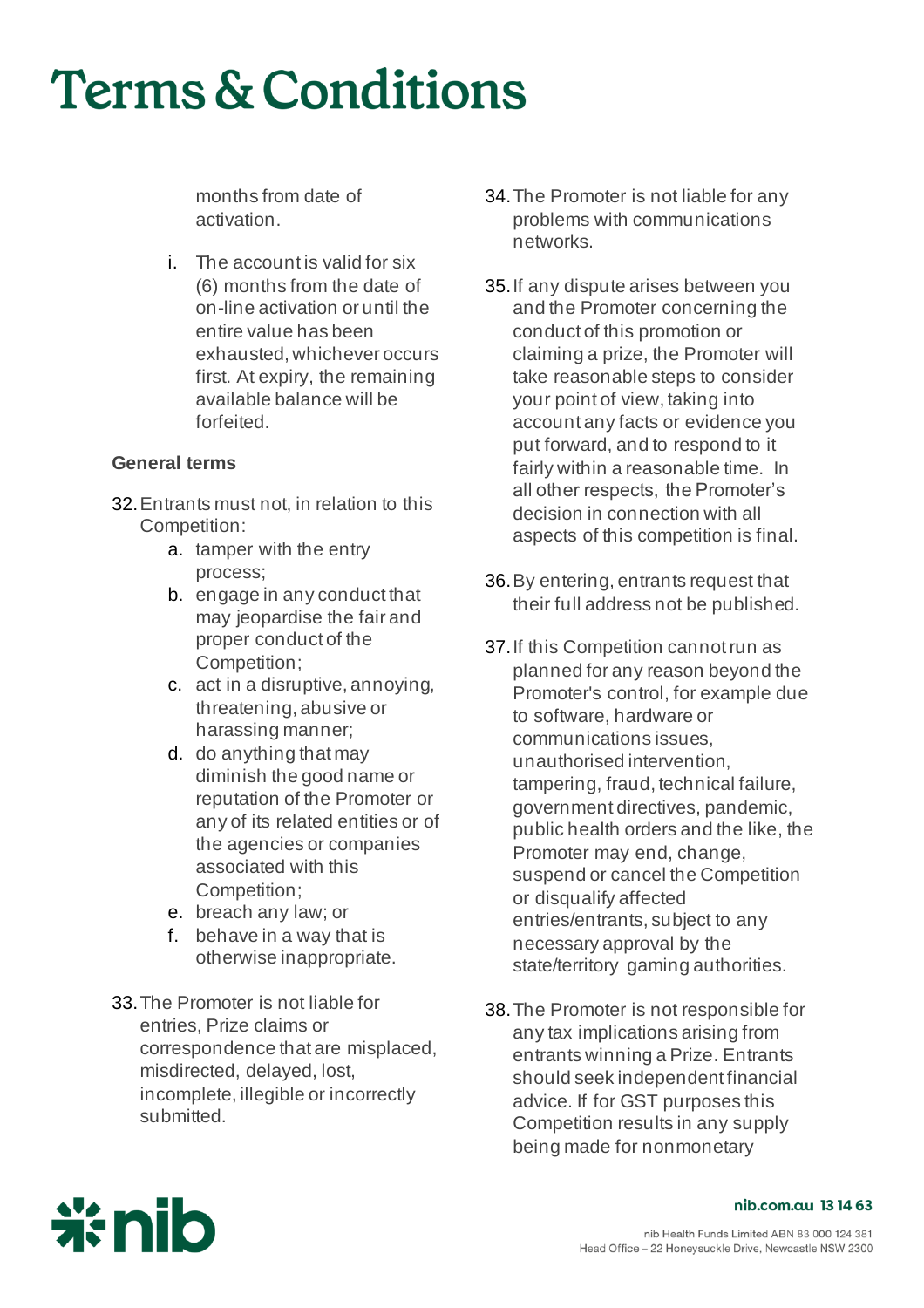# Terms & Conditions

months from date of activation.

i. The account is valid for six (6) months from the date of on-line activation or until the entire value has been exhausted, whichever occurs first. At expiry, the remaining available balance will be forfeited.

**General terms**

32. Entrants must not, in relation to this Competition:
    a. tamper with the entry process;
    b. engage in any conduct that may jeopardise the fair and proper conduct of the Competition;
    c. act in a disruptive, annoying, threatening, abusive or harassing manner;
    d. do anything that may diminish the good name or reputation of the Promoter or any of its related entities or of the agencies or companies associated with this Competition;
    e. breach any law; or
    f. behave in a way that is otherwise inappropriate.

33. The Promoter is not liable for entries, Prize claims or correspondence that are misplaced, misdirected, delayed, lost, incomplete, illegible or incorrectly submitted.

34. The Promoter is not liable for any problems with communications networks.

35. If any dispute arises between you and the Promoter concerning the conduct of this promotion or claiming a prize, the Promoter will take reasonable steps to consider your point of view, taking into account any facts or evidence you put forward, and to respond to it fairly within a reasonable time. In all other respects, the Promoter's decision in connection with all aspects of this competition is final.

36. By entering, entrants request that their full address not be published.

37. If this Competition cannot run as planned for any reason beyond the Promoter's control, for example due to software, hardware or communications issues, unauthorised intervention, tampering, fraud, technical failure, government directives, pandemic, public health orders and the like, the Promoter may end, change, suspend or cancel the Competition or disqualify affected entries/entrants, subject to any necessary approval by the state/territory gaming authorities.

38. The Promoter is not responsible for any tax implications arising from entrants winning a Prize. Entrants should seek independent financial advice. If for GST purposes this Competition results in any supply being made for nonmonetary

nib.com.au 13 14 63

nib Health Funds Limited ABN 83 000 124 381
Head Office – 22 Honeysuckle Drive, Newcastle NSW 2300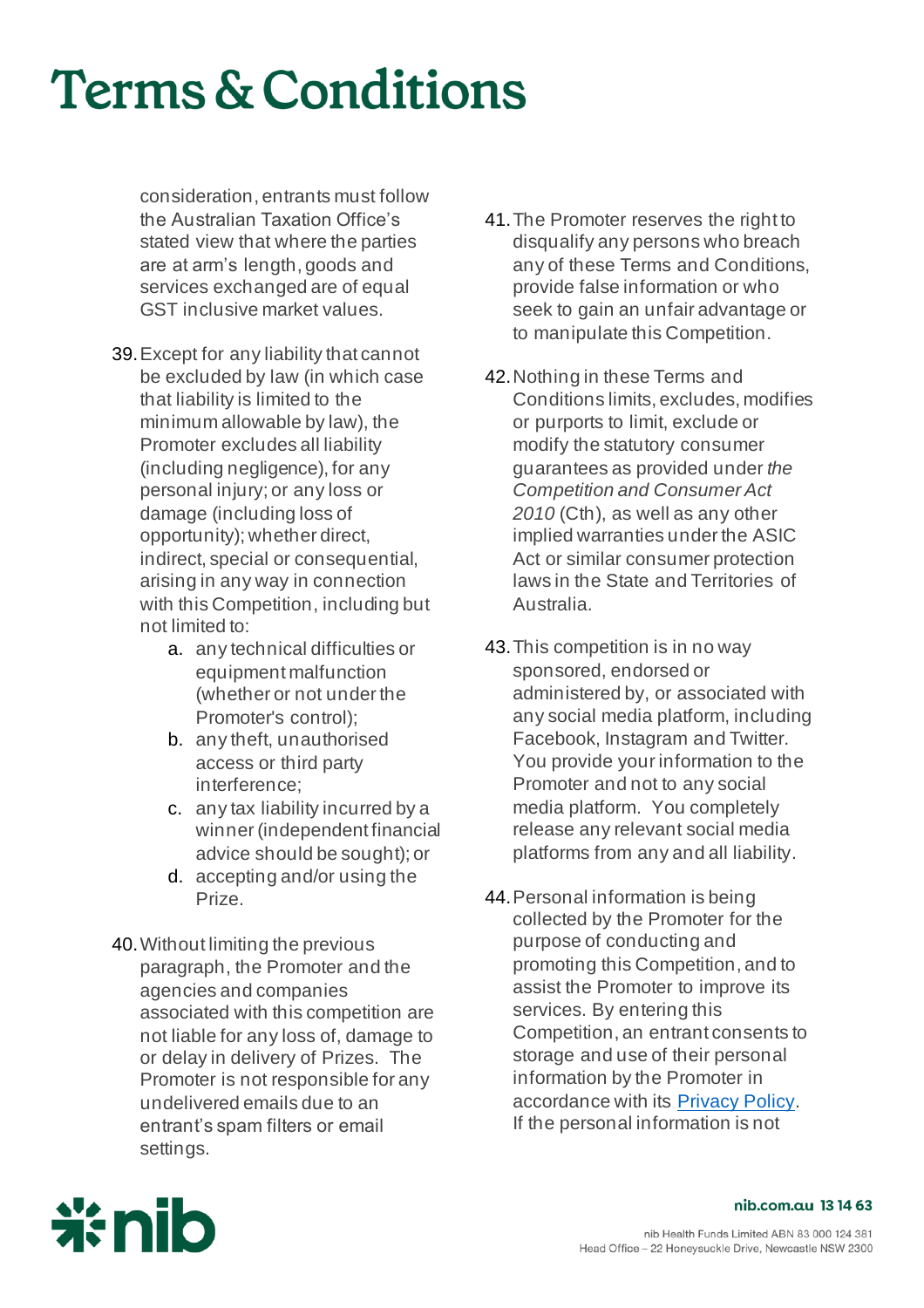# Terms & Conditions

consideration, entrants must follow the Australian Taxation Office's stated view that where the parties are at arm's length, goods and services exchanged are of equal GST inclusive market values.

39. Except for any liability that cannot be excluded by law (in which case that liability is limited to the minimum allowable by law), the Promoter excludes all liability (including negligence), for any personal injury; or any loss or damage (including loss of opportunity); whether direct, indirect, special or consequential, arising in any way in connection with this Competition, including but not limited to:
    a. any technical difficulties or equipment malfunction (whether or not under the Promoter's control);
    b. any theft, unauthorised access or third party interference;
    c. any tax liability incurred by a winner (independent financial advice should be sought); or
    d. accepting and/or using the Prize.

40. Without limiting the previous paragraph, the Promoter and the agencies and companies associated with this competition are not liable for any loss of, damage to or delay in delivery of Prizes. The Promoter is not responsible for any undelivered emails due to an entrant's spam filters or email settings.

41. The Promoter reserves the right to disqualify any persons who breach any of these Terms and Conditions, provide false information or who seek to gain an unfair advantage or to manipulate this Competition.

42. Nothing in these Terms and Conditions limits, excludes, modifies or purports to limit, exclude or modify the statutory consumer guarantees as provided under *the Competition and Consumer Act 2010* (Cth), as well as any other implied warranties under the ASIC Act or similar consumer protection laws in the State and Territories of Australia.

43. This competition is in no way sponsored, endorsed or administered by, or associated with any social media platform, including Facebook, Instagram and Twitter. You provide your information to the Promoter and not to any social media platform. You completely release any relevant social media platforms from any and all liability.

44. Personal information is being collected by the Promoter for the purpose of conducting and promoting this Competition, and to assist the Promoter to improve its services. By entering this Competition, an entrant consents to storage and use of their personal information by the Promoter in accordance with its Privacy Policy. If the personal information is not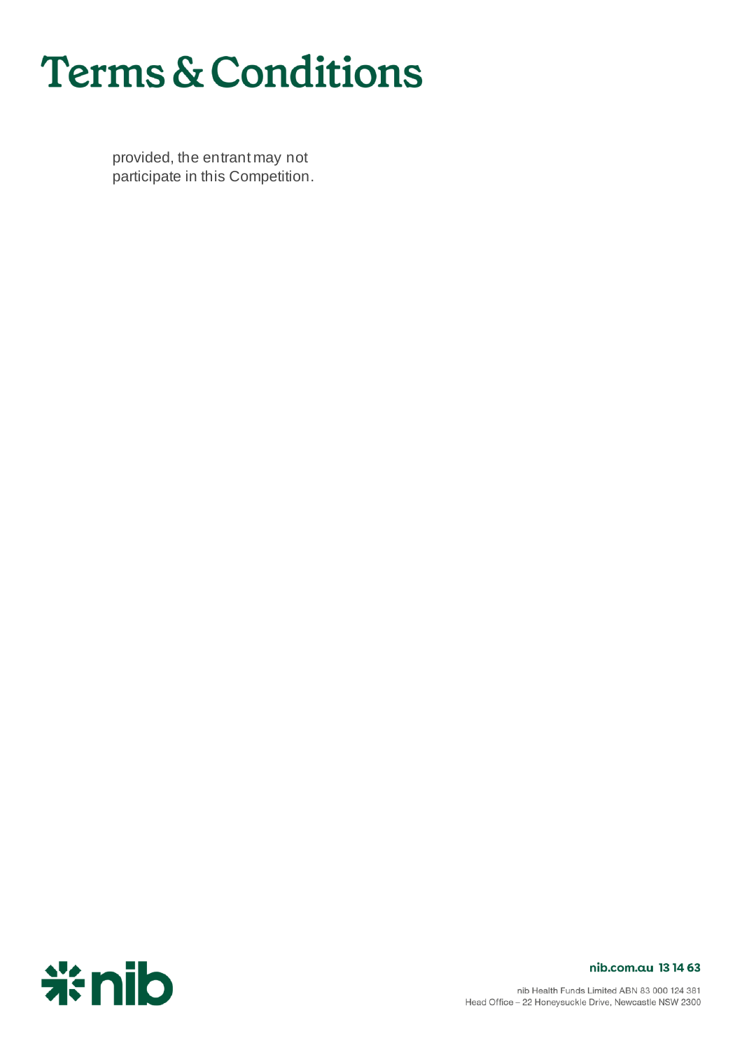# Terms & Conditions

provided, the entrant may not participate in this Competition.